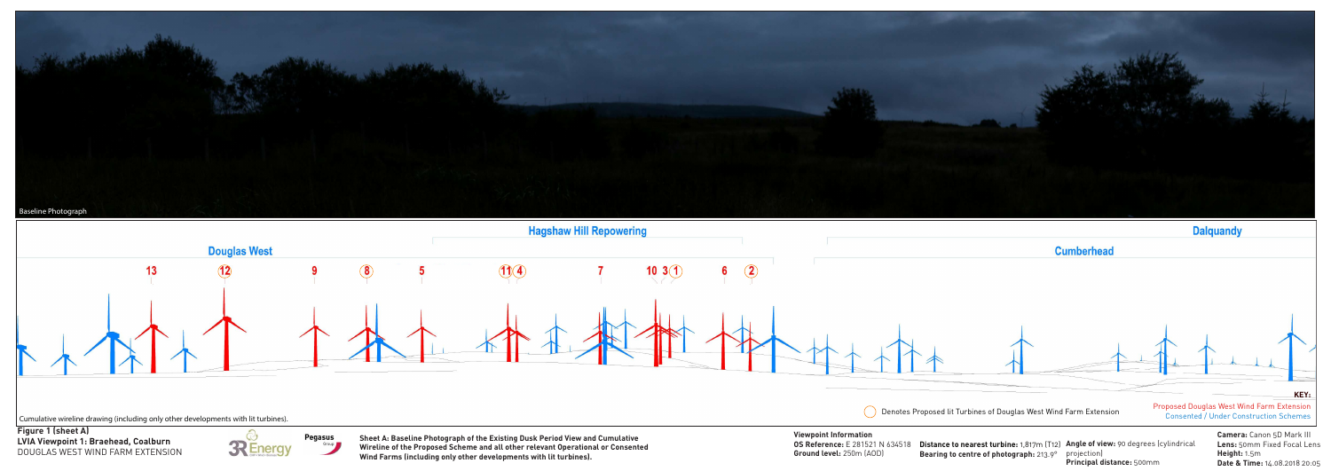Baseline Photograph

Douglas West | Hagshaw Hill Repowering | Cumberhead | Dalquandy

13 12 9 8 5 11 4 7 10 3 1 6 2

Cumulative wireline drawing (including only other developments with lit turbines).

**KEY:**

Denotes Proposed lit Turbines of Douglas West Wind Farm Extension

Proposed Douglas West Wind Farm Extension

Consented / Under Construction Schemes

**Figure 1 (sheet A)**
**LVIA Viewpoint 1: Braehead, Coalburn**
DOUGLAS WEST WIND FARM EXTENSION

3R Energy

Pegasus Group

**Sheet A: Baseline Photograph of the Existing Dusk Period View and Cumulative Wireline of the Proposed Scheme and all other relevant Operational or Consented Wind Farms (including only other developments with lit turbines).**

**Viewpoint Information**
**OS Reference:** E 281521 N 634518
**Ground level:** 250m (AOD)
**Distance to nearest turbine:** 1,817m (T12)
**Bearing to centre of photograph:** 213.9°
**Angle of view:** 90 degrees (cylindrical projection)
**Principal distance:** 500mm

**Camera:** Canon 5D Mark III
**Lens:** 50mm Fixed Focal Lens
**Height:** 1.5m
**Date & Time:** 14.08.2018 20:05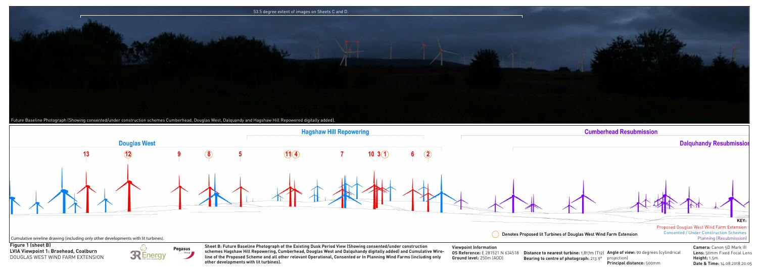53.5 degree extent of images on Sheets C and D.

Future Baseline Photograph (Showing consented/under construction schemes Cumberhead, Douglas West, Dalquandy and Hagshaw Hill Repowered digitally added).

Douglas West

Hagshaw Hill Repowering

Cumberhead Resubmission

Dalquhandy Resubmission

13 12 9 8 5 11 4 7 10 3 1 6 2

Cumulative wireline drawing (including only other developments with lit turbines).

Denotes Proposed lit Turbines of Douglas West Wind Farm Extension

**KEY:**
Proposed Douglas West Wind Farm Extension
Consented / Under Construction Schemes
Planning (Resubmission)

**Figure 1 (sheet B)**
**LVIA Viewpoint 1: Braehead, Coalburn**
DOUGLAS WEST WIND FARM EXTENSION

**Sheet B: Future Baseline Photograph of the Existing Dusk Period View (Showing consented/under construction schemes Hagshaw Hill Repowering, Cumberhead, Douglas West and Dalquhandy digitally added) and Cumulative Wireline of the Proposed Scheme and all other relevant Operational, Consented or In Planning Wind Farms (including only other developments with lit turbines).**

**Viewpoint Information**
**OS Reference:** E 281521 N 634518
**Ground level:** 250m (AOD)
**Distance to nearest turbine:** 1,817m (T12)
**Bearing to centre of photograph:** 213.9°
**Angle of view:** 90 degrees (cylindrical projection)
**Principal distance:** 500mm

**Camera:** Canon 5D Mark III
**Lens:** 50mm Fixed Focal Lens
**Height:** 1.5m
**Date & Time:** 14.08.2018 20:05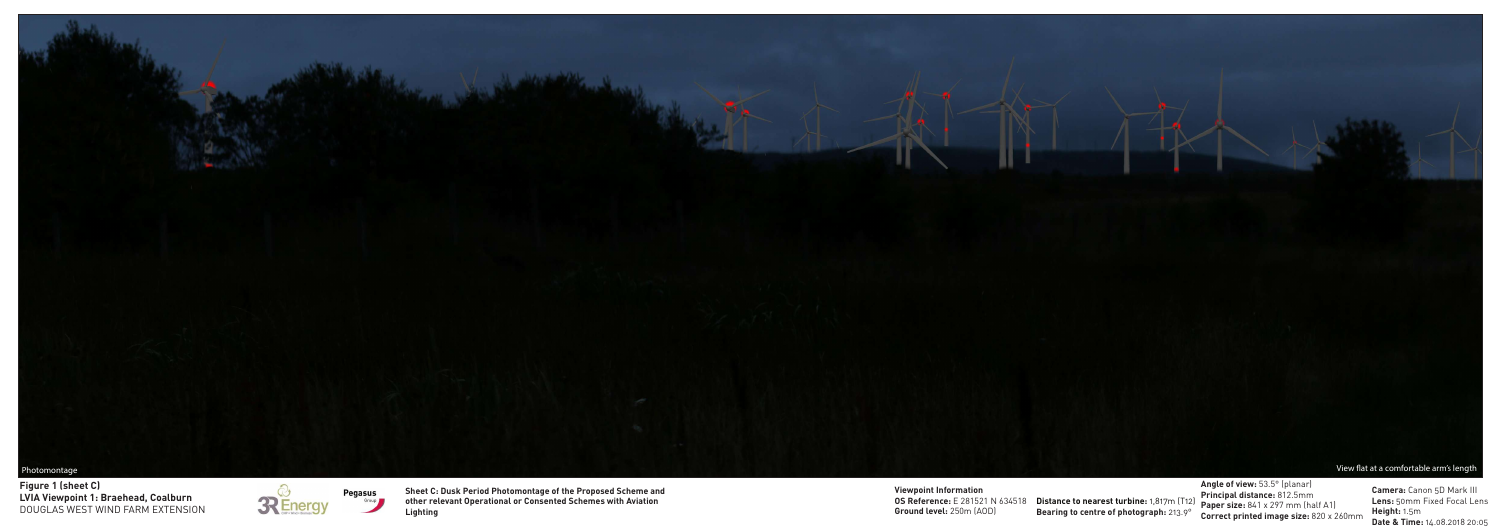Photomontage

View flat at a comfortable arm's length

**Figure 1 (sheet C)**
**LVIA Viewpoint 1: Braehead, Coalburn**
DOUGLAS WEST WIND FARM EXTENSION

**Sheet C: Dusk Period Photomontage of the Proposed Scheme and other relevant Operational or Consented Schemes with Aviation Lighting**

**Viewpoint Information**
**OS Reference:** E 281521 N 634518
**Ground level:** 250m (AOD)

**Distance to nearest turbine:** 1,817m (T12)
**Bearing to centre of photograph:** 213.9°

**Angle of view:** 53.5° (planar)
**Principal distance:** 812.5mm
**Paper size:** 841 x 297 mm (half A1)
**Correct printed image size:** 820 x 260mm

**Camera:** Canon 5D Mark III
**Lens:** 50mm Fixed Focal Lens
**Height:** 1.5m
**Date & Time:** 14.08.2018 20:05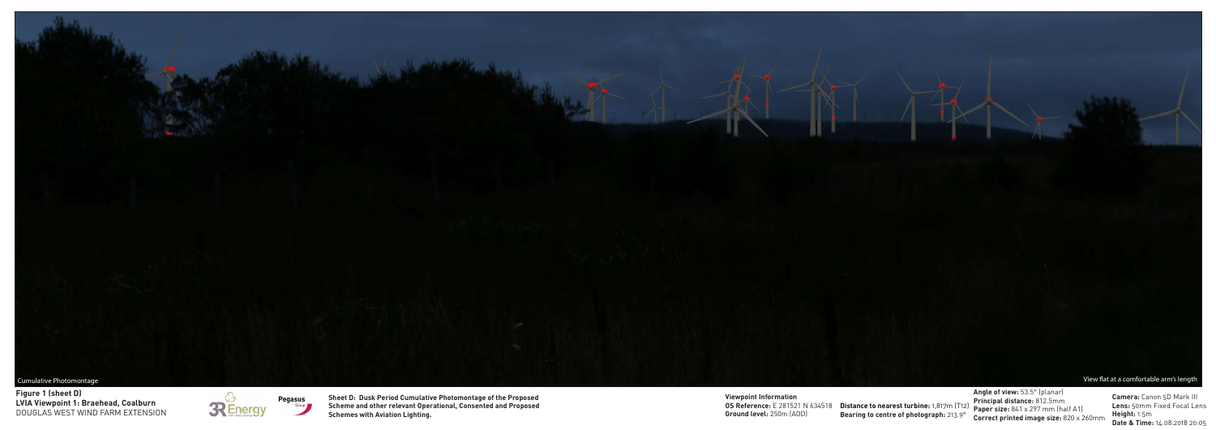Cumulative Photomontage

View flat at a comfortable arm's length

**Figure 1 (sheet D)**
**LVIA Viewpoint 1: Braehead, Coalburn**
DOUGLAS WEST WIND FARM EXTENSION

3R Energy

Pegasus Group

**Sheet D: Dusk Period Cumulative Photomontage of the Proposed Scheme and other relevant Operational, Consented and Proposed Schemes with Aviation Lighting.**

**Viewpoint Information**
**OS Reference:** E 281521 N 634518
**Ground level:** 250m (AOD)

**Distance to nearest turbine:** 1,817m (T12)
**Bearing to centre of photograph:** 213.9°

**Angle of view:** 53.5° (planar)
**Principal distance:** 812.5mm
**Paper size:** 841 x 297 mm (half A1)
**Correct printed image size:** 820 x 260mm

**Camera:** Canon 5D Mark III
**Lens:** 50mm Fixed Focal Lens
**Height:** 1.5m
**Date & Time:** 14.08.2018 20:05